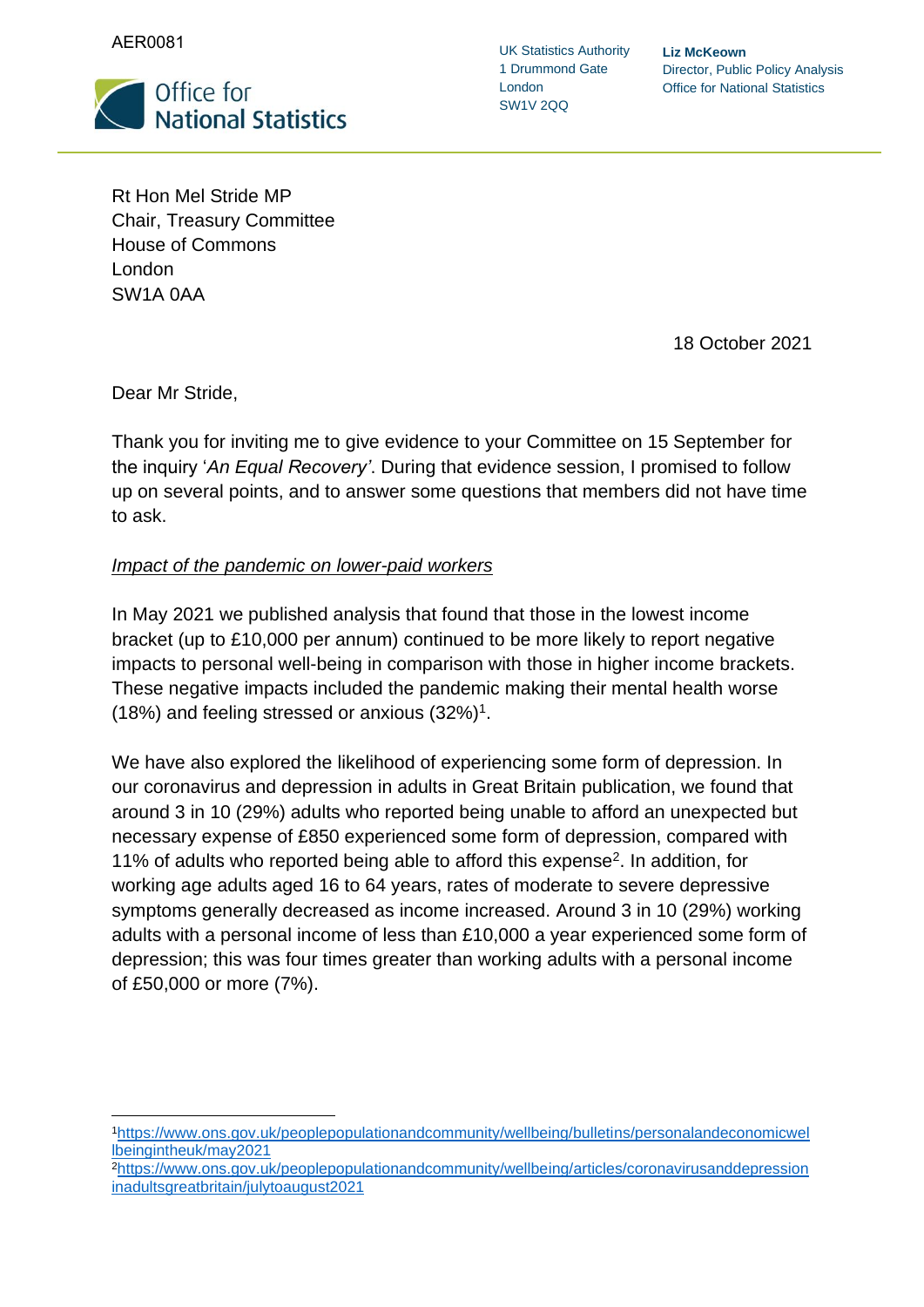AER0081

Office for National Statistics

UK Statistics Authority
1 Drummond Gate
London
SW1V 2QQ

**Liz McKeown**
Director, Public Policy Analysis
Office for National Statistics

Rt Hon Mel Stride MP
Chair, Treasury Committee
House of Commons
London
SW1A 0AA

18 October 2021

Dear Mr Stride,

Thank you for inviting me to give evidence to your Committee on 15 September for the inquiry '*An Equal Recovery*'. During that evidence session, I promised to follow up on several points, and to answer some questions that members did not have time to ask.

*Impact of the pandemic on lower-paid workers*

In May 2021 we published analysis that found that those in the lowest income bracket (up to £10,000 per annum) continued to be more likely to report negative impacts to personal well-being in comparison with those in higher income brackets. These negative impacts included the pandemic making their mental health worse (18%) and feeling stressed or anxious (32%)[1].

We have also explored the likelihood of experiencing some form of depression. In our coronavirus and depression in adults in Great Britain publication, we found that around 3 in 10 (29%) adults who reported being unable to afford an unexpected but necessary expense of £850 experienced some form of depression, compared with 11% of adults who reported being able to afford this expense[2]. In addition, for working age adults aged 16 to 64 years, rates of moderate to severe depressive symptoms generally decreased as income increased. Around 3 in 10 (29%) working adults with a personal income of less than £10,000 a year experienced some form of depression; this was four times greater than working adults with a personal income of £50,000 or more (7%).

---

[1] https://www.ons.gov.uk/peoplepopulationandcommunity/wellbeing/bulletins/personalandeconomicwellbeingintheuk/may2021

[2] https://www.ons.gov.uk/peoplepopulationandcommunity/wellbeing/articles/coronavirusanddepressioninadultsgreatbritain/julytoaugust2021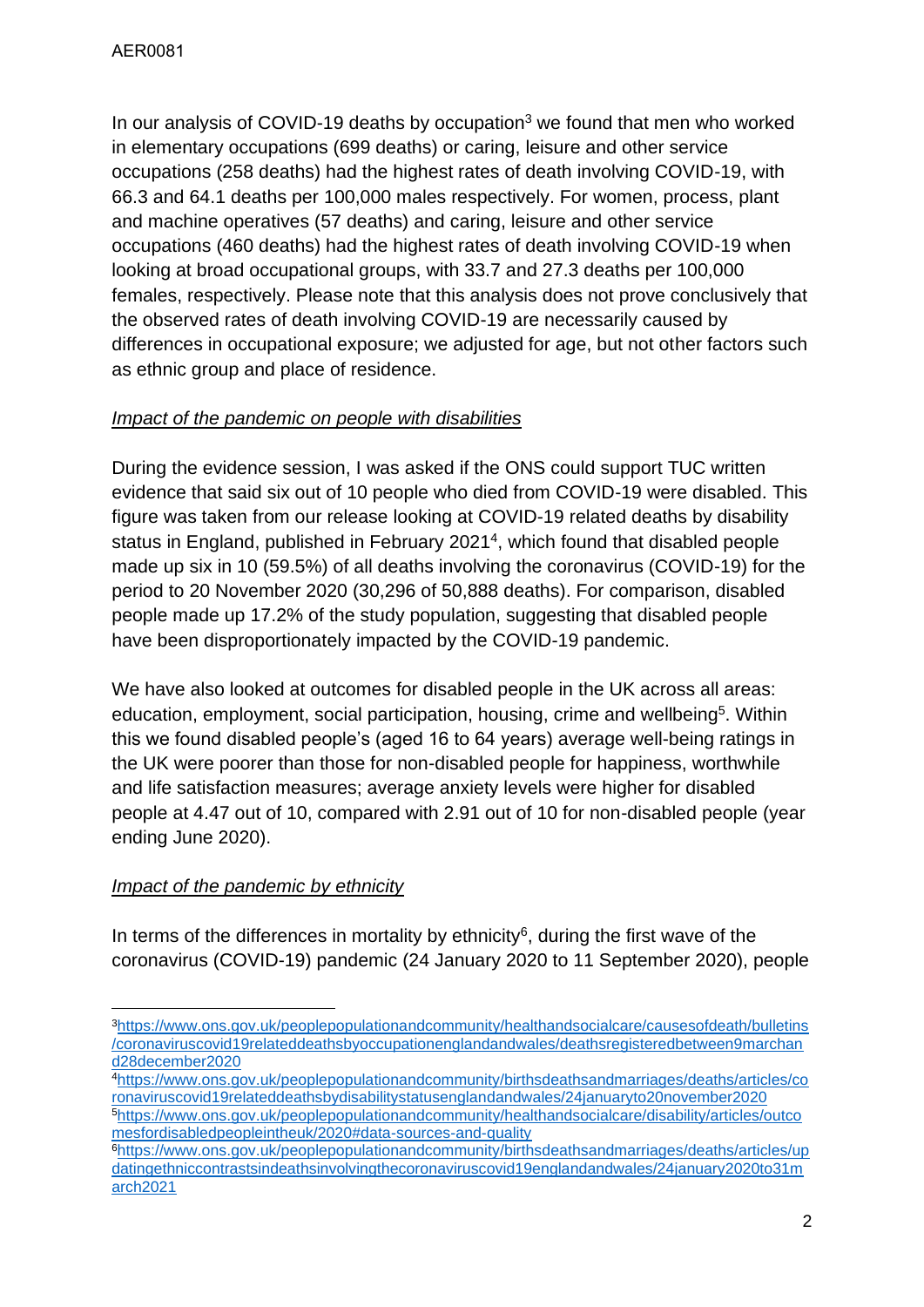In our analysis of COVID-19 deaths by occupation[3] we found that men who worked in elementary occupations (699 deaths) or caring, leisure and other service occupations (258 deaths) had the highest rates of death involving COVID-19, with 66.3 and 64.1 deaths per 100,000 males respectively. For women, process, plant and machine operatives (57 deaths) and caring, leisure and other service occupations (460 deaths) had the highest rates of death involving COVID-19 when looking at broad occupational groups, with 33.7 and 27.3 deaths per 100,000 females, respectively. Please note that this analysis does not prove conclusively that the observed rates of death involving COVID-19 are necessarily caused by differences in occupational exposure; we adjusted for age, but not other factors such as ethnic group and place of residence.

*Impact of the pandemic on people with disabilities*

During the evidence session, I was asked if the ONS could support TUC written evidence that said six out of 10 people who died from COVID-19 were disabled. This figure was taken from our release looking at COVID-19 related deaths by disability status in England, published in February 2021[4], which found that disabled people made up six in 10 (59.5%) of all deaths involving the coronavirus (COVID-19) for the period to 20 November 2020 (30,296 of 50,888 deaths). For comparison, disabled people made up 17.2% of the study population, suggesting that disabled people have been disproportionately impacted by the COVID-19 pandemic.

We have also looked at outcomes for disabled people in the UK across all areas: education, employment, social participation, housing, crime and wellbeing[5]. Within this we found disabled people's (aged 16 to 64 years) average well-being ratings in the UK were poorer than those for non-disabled people for happiness, worthwhile and life satisfaction measures; average anxiety levels were higher for disabled people at 4.47 out of 10, compared with 2.91 out of 10 for non-disabled people (year ending June 2020).

*Impact of the pandemic by ethnicity*

In terms of the differences in mortality by ethnicity[6], during the first wave of the coronavirus (COVID-19) pandemic (24 January 2020 to 11 September 2020), people

---

[3] https://www.ons.gov.uk/peoplepopulationandcommunity/healthandsocialcare/causesofdeath/bulletins/coronaviruscovid19relateddeathsbyoccupationenglandandwales/deathsregisteredbetween9marchand28december2020

[4] https://www.ons.gov.uk/peoplepopulationandcommunity/birthsdeathsandmarriages/deaths/articles/coronaviruscovid19relateddeathsbydisabilitystatusenglandandwales/24januaryto20november2020

[5] https://www.ons.gov.uk/peoplepopulationandcommunity/healthandsocialcare/disability/articles/outcomesfordisabledpeopleintheuk/2020#data-sources-and-quality

[6] https://www.ons.gov.uk/peoplepopulationandcommunity/birthsdeathsandmarriages/deaths/articles/updatingethniccontrastsindeathsinvolvingthecoronaviruscovid19englandandwales/24january2020to31march2021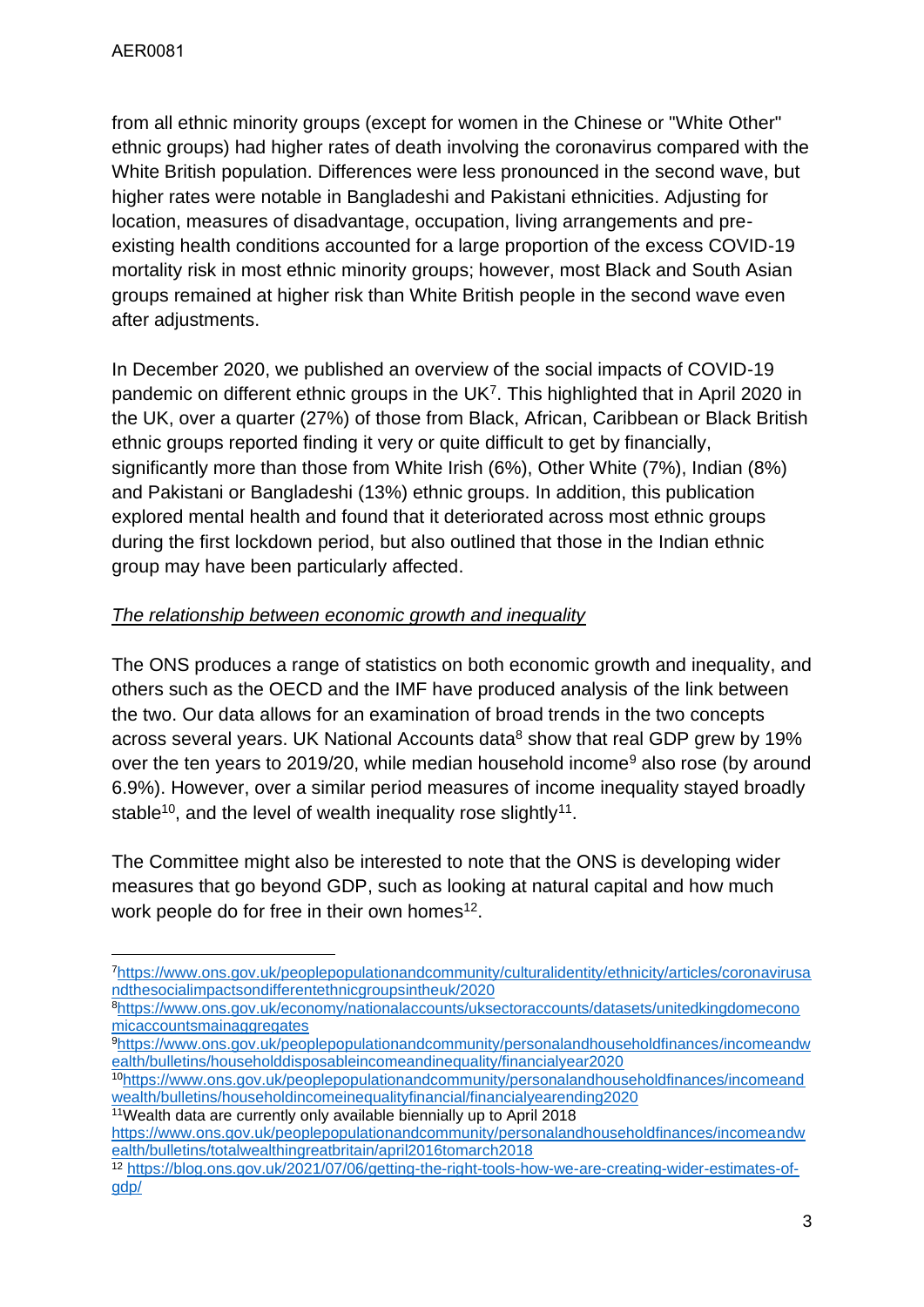from all ethnic minority groups (except for women in the Chinese or "White Other" ethnic groups) had higher rates of death involving the coronavirus compared with the White British population. Differences were less pronounced in the second wave, but higher rates were notable in Bangladeshi and Pakistani ethnicities. Adjusting for location, measures of disadvantage, occupation, living arrangements and pre-existing health conditions accounted for a large proportion of the excess COVID-19 mortality risk in most ethnic minority groups; however, most Black and South Asian groups remained at higher risk than White British people in the second wave even after adjustments.

In December 2020, we published an overview of the social impacts of COVID-19 pandemic on different ethnic groups in the UK[7]. This highlighted that in April 2020 in the UK, over a quarter (27%) of those from Black, African, Caribbean or Black British ethnic groups reported finding it very or quite difficult to get by financially, significantly more than those from White Irish (6%), Other White (7%), Indian (8%) and Pakistani or Bangladeshi (13%) ethnic groups. In addition, this publication explored mental health and found that it deteriorated across most ethnic groups during the first lockdown period, but also outlined that those in the Indian ethnic group may have been particularly affected.

*The relationship between economic growth and inequality*

The ONS produces a range of statistics on both economic growth and inequality, and others such as the OECD and the IMF have produced analysis of the link between the two. Our data allows for an examination of broad trends in the two concepts across several years. UK National Accounts data[8] show that real GDP grew by 19% over the ten years to 2019/20, while median household income[9] also rose (by around 6.9%). However, over a similar period measures of income inequality stayed broadly stable[10], and the level of wealth inequality rose slightly[11].

The Committee might also be interested to note that the ONS is developing wider measures that go beyond GDP, such as looking at natural capital and how much work people do for free in their own homes[12].

---

[7] https://www.ons.gov.uk/peoplepopulationandcommunity/culturalidentity/ethnicity/articles/coronavirusandthesocialimpactsondifferentethnicgroupsintheuk/2020

[8] https://www.ons.gov.uk/economy/nationalaccounts/uksectoraccounts/datasets/unitedkingdomeconomicaccountsmainaggregates

[9] https://www.ons.gov.uk/peoplepopulationandcommunity/personalandhouseholdfinances/incomeandwealth/bulletins/householddisposableincomeandinequality/financialyear2020

[10] https://www.ons.gov.uk/peoplepopulationandcommunity/personalandhouseholdfinances/incomeandwealth/bulletins/householdincomeinequalityfinancial/financialyearending2020

[11] Wealth data are currently only available biennially up to April 2018 https://www.ons.gov.uk/peoplepopulationandcommunity/personalandhouseholdfinances/incomeandwealth/bulletins/totalwealthingreatbritain/april2016tomarch2018

[12] https://blog.ons.gov.uk/2021/07/06/getting-the-right-tools-how-we-are-creating-wider-estimates-of-gdp/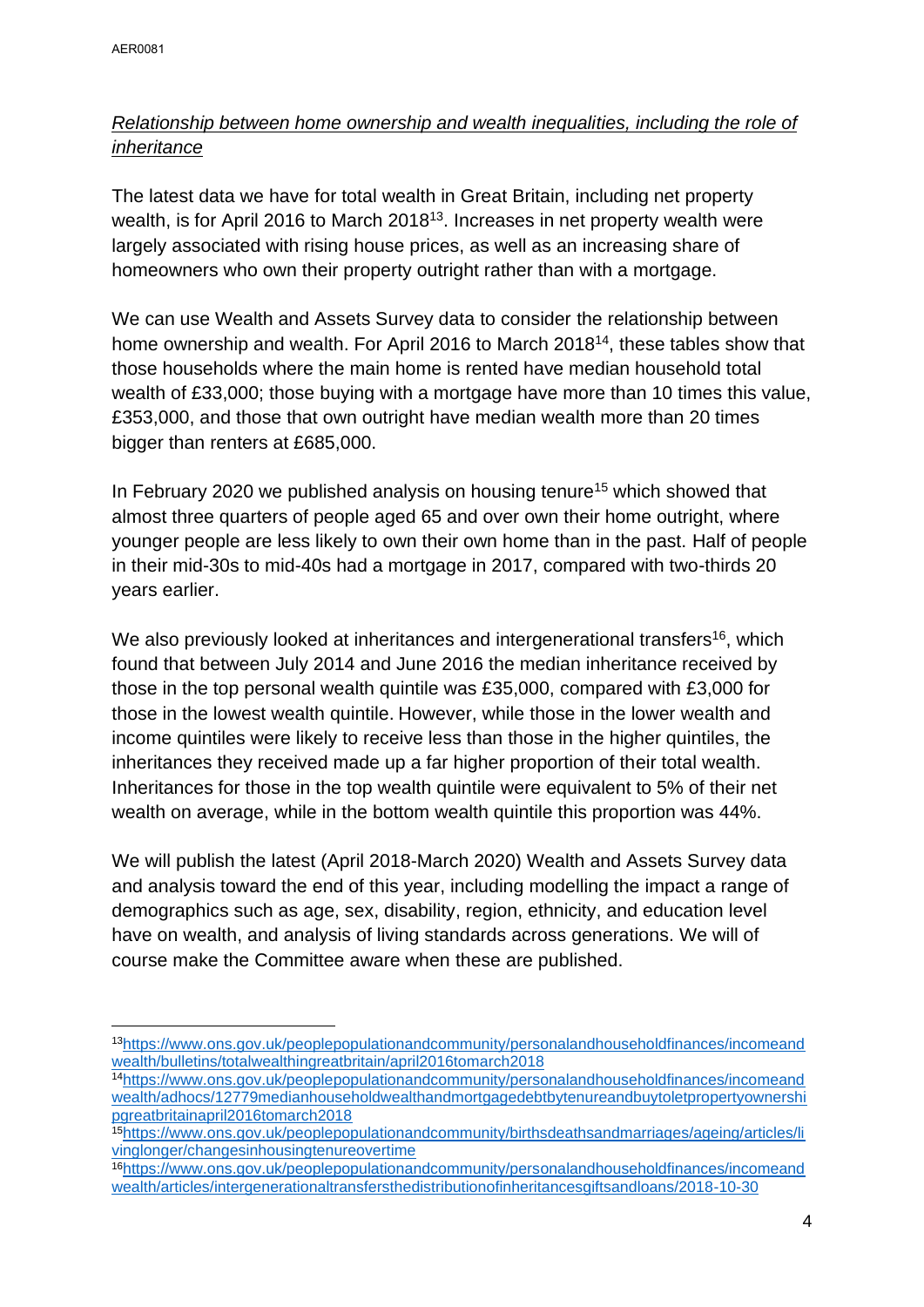*Relationship between home ownership and wealth inequalities, including the role of inheritance*

The latest data we have for total wealth in Great Britain, including net property wealth, is for April 2016 to March 2018[13]. Increases in net property wealth were largely associated with rising house prices, as well as an increasing share of homeowners who own their property outright rather than with a mortgage.

We can use Wealth and Assets Survey data to consider the relationship between home ownership and wealth. For April 2016 to March 2018[14], these tables show that those households where the main home is rented have median household total wealth of £33,000; those buying with a mortgage have more than 10 times this value, £353,000, and those that own outright have median wealth more than 20 times bigger than renters at £685,000.

In February 2020 we published analysis on housing tenure[15] which showed that almost three quarters of people aged 65 and over own their home outright, where younger people are less likely to own their own home than in the past. Half of people in their mid-30s to mid-40s had a mortgage in 2017, compared with two-thirds 20 years earlier.

We also previously looked at inheritances and intergenerational transfers[16], which found that between July 2014 and June 2016 the median inheritance received by those in the top personal wealth quintile was £35,000, compared with £3,000 for those in the lowest wealth quintile. However, while those in the lower wealth and income quintiles were likely to receive less than those in the higher quintiles, the inheritances they received made up a far higher proportion of their total wealth. Inheritances for those in the top wealth quintile were equivalent to 5% of their net wealth on average, while in the bottom wealth quintile this proportion was 44%.

We will publish the latest (April 2018-March 2020) Wealth and Assets Survey data and analysis toward the end of this year, including modelling the impact a range of demographics such as age, sex, disability, region, ethnicity, and education level have on wealth, and analysis of living standards across generations. We will of course make the Committee aware when these are published.

---

[13] https://www.ons.gov.uk/peoplepopulationandcommunity/personalandhouseholdfinances/incomeandwealth/bulletins/totalwealthingreatbritain/april2016tomarch2018

[14] https://www.ons.gov.uk/peoplepopulationandcommunity/personalandhouseholdfinances/incomeandwealth/adhocs/12779medianhouseholdwealthandmortgagedebtbytenureandbuytoletpropertyownershipgreatbritainapril2016tomarch2018

[15] https://www.ons.gov.uk/peoplepopulationandcommunity/birthsdeathsandmarriages/ageing/articles/livinglonger/changesinhousingtenureovertime

[16] https://www.ons.gov.uk/peoplepopulationandcommunity/personalandhouseholdfinances/incomeandwealth/articles/intergenerationaltransfersthedistributionofinheritancesgiftsandloans/2018-10-30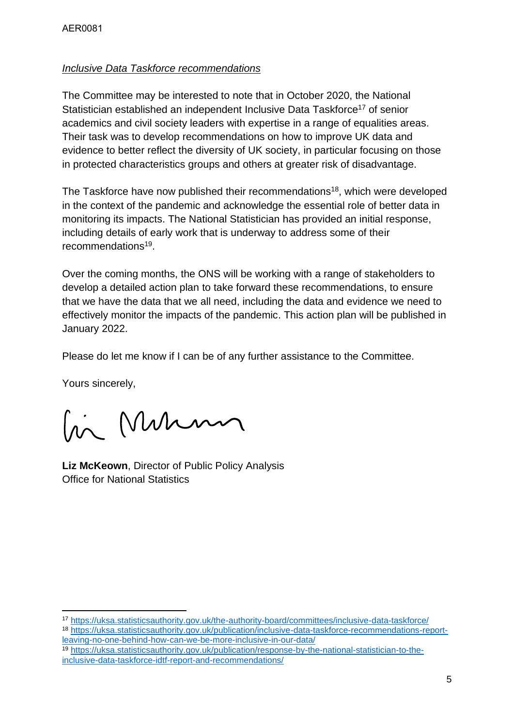*Inclusive Data Taskforce recommendations*

The Committee may be interested to note that in October 2020, the National Statistician established an independent Inclusive Data Taskforce[17] of senior academics and civil society leaders with expertise in a range of equalities areas. Their task was to develop recommendations on how to improve UK data and evidence to better reflect the diversity of UK society, in particular focusing on those in protected characteristics groups and others at greater risk of disadvantage.

The Taskforce have now published their recommendations[18], which were developed in the context of the pandemic and acknowledge the essential role of better data in monitoring its impacts. The National Statistician has provided an initial response, including details of early work that is underway to address some of their recommendations[19].

Over the coming months, the ONS will be working with a range of stakeholders to develop a detailed action plan to take forward these recommendations, to ensure that we have the data that we all need, including the data and evidence we need to effectively monitor the impacts of the pandemic. This action plan will be published in January 2022.

Please do let me know if I can be of any further assistance to the Committee.

Yours sincerely,

**Liz McKeown**, Director of Public Policy Analysis
Office for National Statistics

---

[17] https://uksa.statisticsauthority.gov.uk/the-authority-board/committees/inclusive-data-taskforce/

[18] https://uksa.statisticsauthority.gov.uk/publication/inclusive-data-taskforce-recommendations-report-leaving-no-one-behind-how-can-we-be-more-inclusive-in-our-data/

[19] https://uksa.statisticsauthority.gov.uk/publication/response-by-the-national-statistician-to-the-inclusive-data-taskforce-idtf-report-and-recommendations/